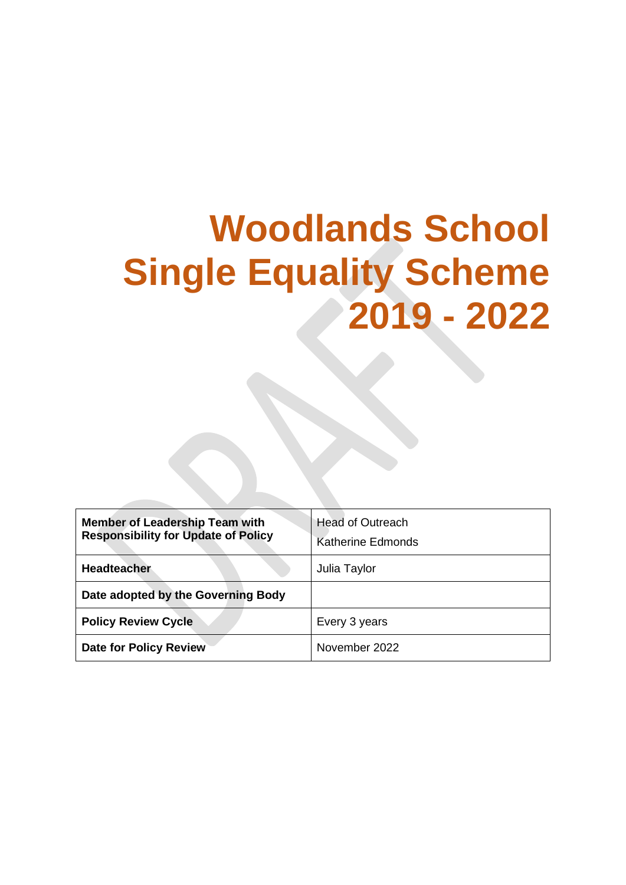# Woodlands School Single Equality Scheme 2019 - 2022

| | |
|---|---|
| **Member of Leadership Team with Responsibility for Update of Policy** | Head of Outreach<br>Katherine Edmonds |
| **Headteacher** | Julia Taylor |
| **Date adopted by the Governing Body** | |
| **Policy Review Cycle** | Every 3 years |
| **Date for Policy Review** | November 2022 |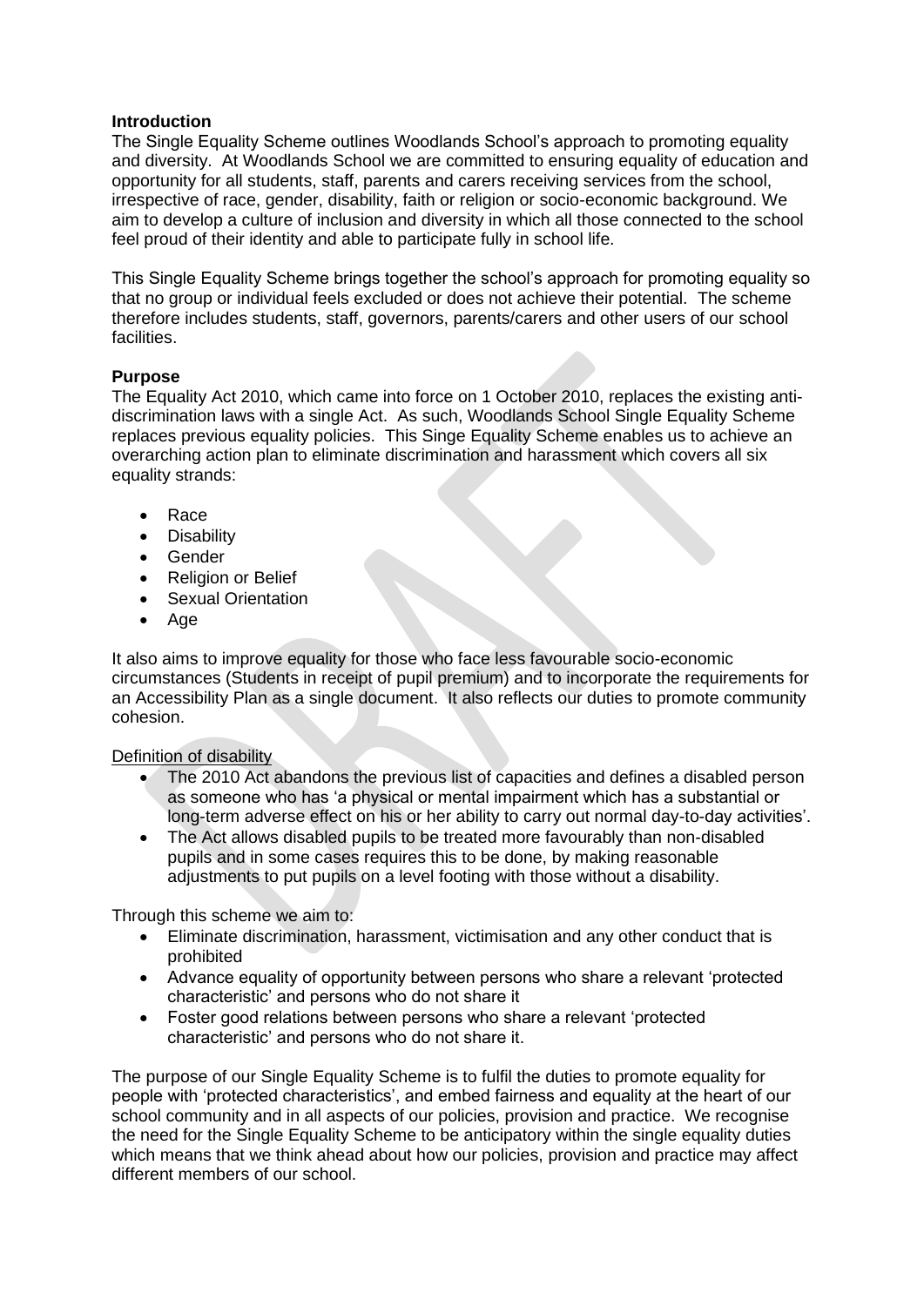**Introduction**

The Single Equality Scheme outlines Woodlands School's approach to promoting equality and diversity. At Woodlands School we are committed to ensuring equality of education and opportunity for all students, staff, parents and carers receiving services from the school, irrespective of race, gender, disability, faith or religion or socio-economic background. We aim to develop a culture of inclusion and diversity in which all those connected to the school feel proud of their identity and able to participate fully in school life.

This Single Equality Scheme brings together the school's approach for promoting equality so that no group or individual feels excluded or does not achieve their potential. The scheme therefore includes students, staff, governors, parents/carers and other users of our school facilities.

**Purpose**

The Equality Act 2010, which came into force on 1 October 2010, replaces the existing anti-discrimination laws with a single Act. As such, Woodlands School Single Equality Scheme replaces previous equality policies. This Singe Equality Scheme enables us to achieve an overarching action plan to eliminate discrimination and harassment which covers all six equality strands:

- Race
- Disability
- Gender
- Religion or Belief
- Sexual Orientation
- Age

It also aims to improve equality for those who face less favourable socio-economic circumstances (Students in receipt of pupil premium) and to incorporate the requirements for an Accessibility Plan as a single document. It also reflects our duties to promote community cohesion.

Definition of disability

- The 2010 Act abandons the previous list of capacities and defines a disabled person as someone who has 'a physical or mental impairment which has a substantial or long-term adverse effect on his or her ability to carry out normal day-to-day activities'.
- The Act allows disabled pupils to be treated more favourably than non-disabled pupils and in some cases requires this to be done, by making reasonable adjustments to put pupils on a level footing with those without a disability.

Through this scheme we aim to:

- Eliminate discrimination, harassment, victimisation and any other conduct that is prohibited
- Advance equality of opportunity between persons who share a relevant 'protected characteristic' and persons who do not share it
- Foster good relations between persons who share a relevant 'protected characteristic' and persons who do not share it.

The purpose of our Single Equality Scheme is to fulfil the duties to promote equality for people with 'protected characteristics', and embed fairness and equality at the heart of our school community and in all aspects of our policies, provision and practice. We recognise the need for the Single Equality Scheme to be anticipatory within the single equality duties which means that we think ahead about how our policies, provision and practice may affect different members of our school.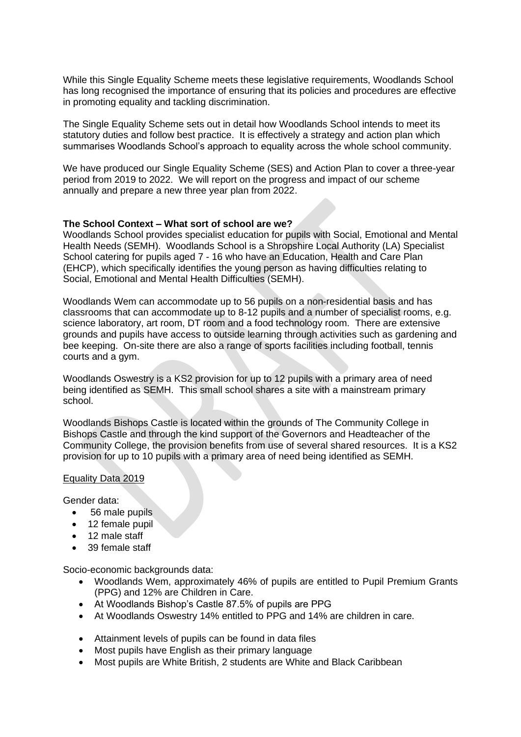While this Single Equality Scheme meets these legislative requirements, Woodlands School has long recognised the importance of ensuring that its policies and procedures are effective in promoting equality and tackling discrimination.

The Single Equality Scheme sets out in detail how Woodlands School intends to meet its statutory duties and follow best practice. It is effectively a strategy and action plan which summarises Woodlands School's approach to equality across the whole school community.

We have produced our Single Equality Scheme (SES) and Action Plan to cover a three-year period from 2019 to 2022. We will report on the progress and impact of our scheme annually and prepare a new three year plan from 2022.

**The School Context – What sort of school are we?**

Woodlands School provides specialist education for pupils with Social, Emotional and Mental Health Needs (SEMH). Woodlands School is a Shropshire Local Authority (LA) Specialist School catering for pupils aged 7 - 16 who have an Education, Health and Care Plan (EHCP), which specifically identifies the young person as having difficulties relating to Social, Emotional and Mental Health Difficulties (SEMH).

Woodlands Wem can accommodate up to 56 pupils on a non-residential basis and has classrooms that can accommodate up to 8-12 pupils and a number of specialist rooms, e.g. science laboratory, art room, DT room and a food technology room. There are extensive grounds and pupils have access to outside learning through activities such as gardening and bee keeping. On-site there are also a range of sports facilities including football, tennis courts and a gym.

Woodlands Oswestry is a KS2 provision for up to 12 pupils with a primary area of need being identified as SEMH. This small school shares a site with a mainstream primary school.

Woodlands Bishops Castle is located within the grounds of The Community College in Bishops Castle and through the kind support of the Governors and Headteacher of the Community College, the provision benefits from use of several shared resources. It is a KS2 provision for up to 10 pupils with a primary area of need being identified as SEMH.

<u>Equality Data 2019</u>

Gender data:

- 56 male pupils
- 12 female pupil
- 12 male staff
- 39 female staff

Socio-economic backgrounds data:

- Woodlands Wem, approximately 46% of pupils are entitled to Pupil Premium Grants (PPG) and 12% are Children in Care.
- At Woodlands Bishop's Castle 87.5% of pupils are PPG
- At Woodlands Oswestry 14% entitled to PPG and 14% are children in care.

- Attainment levels of pupils can be found in data files
- Most pupils have English as their primary language
- Most pupils are White British, 2 students are White and Black Caribbean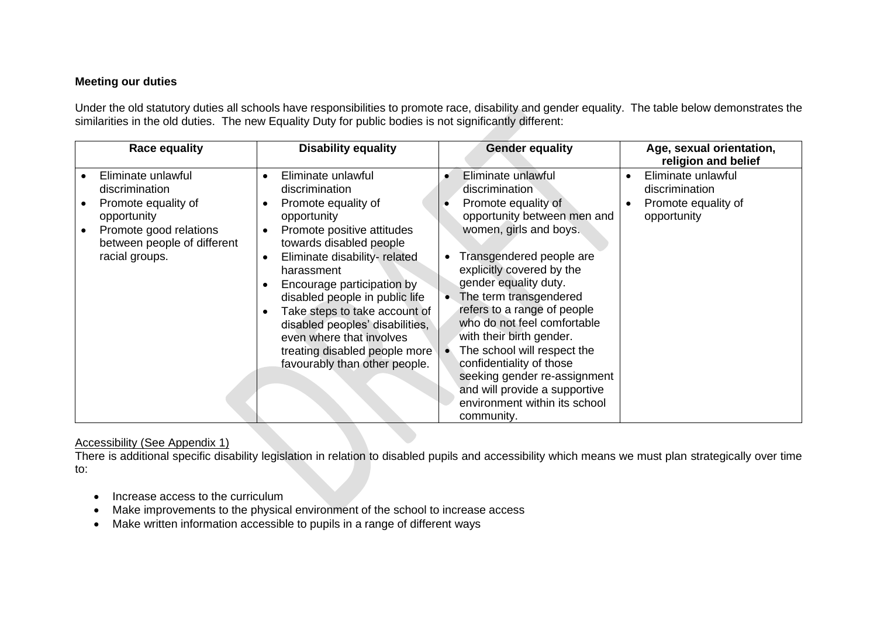**Meeting our duties**

Under the old statutory duties all schools have responsibilities to promote race, disability and gender equality. The table below demonstrates the similarities in the old duties. The new Equality Duty for public bodies is not significantly different:

| Race equality | Disability equality | Gender equality | Age, sexual orientation, religion and belief |
|---|---|---|---|
| • Eliminate unlawful discrimination<br>• Promote equality of opportunity<br>• Promote good relations between people of different racial groups. | • Eliminate unlawful discrimination<br>• Promote equality of opportunity<br>• Promote positive attitudes towards disabled people<br>• Eliminate disability- related harassment<br>• Encourage participation by disabled people in public life<br>• Take steps to take account of disabled peoples' disabilities, even where that involves treating disabled people more favourably than other people. | • Eliminate unlawful discrimination<br>• Promote equality of opportunity between men and women, girls and boys.<br><br>• Transgendered people are explicitly covered by the gender equality duty.<br>• The term transgendered refers to a range of people who do not feel comfortable with their birth gender.<br>• The school will respect the confidentiality of those seeking gender re-assignment and will provide a supportive environment within its school community. | • Eliminate unlawful discrimination<br>• Promote equality of opportunity |

Accessibility (See Appendix 1)

There is additional specific disability legislation in relation to disabled pupils and accessibility which means we must plan strategically over time to:

- Increase access to the curriculum
- Make improvements to the physical environment of the school to increase access
- Make written information accessible to pupils in a range of different ways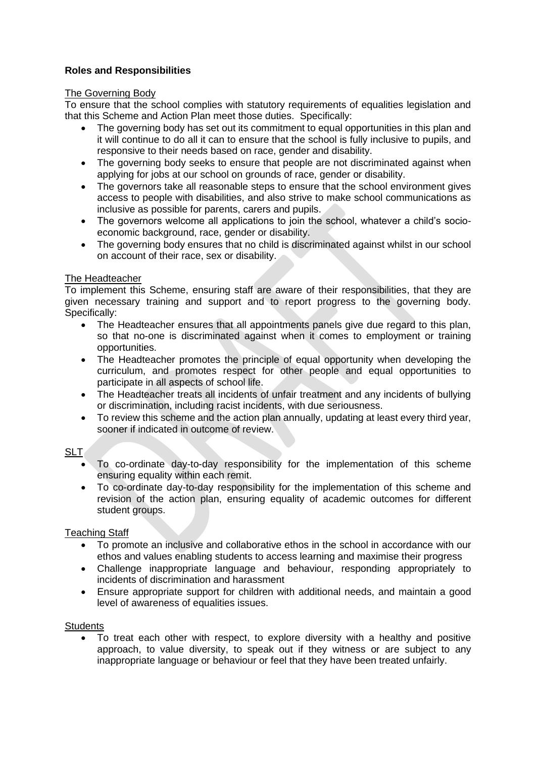**Roles and Responsibilities**

The Governing Body

To ensure that the school complies with statutory requirements of equalities legislation and that this Scheme and Action Plan meet those duties. Specifically:

- The governing body has set out its commitment to equal opportunities in this plan and it will continue to do all it can to ensure that the school is fully inclusive to pupils, and responsive to their needs based on race, gender and disability.
- The governing body seeks to ensure that people are not discriminated against when applying for jobs at our school on grounds of race, gender or disability.
- The governors take all reasonable steps to ensure that the school environment gives access to people with disabilities, and also strive to make school communications as inclusive as possible for parents, carers and pupils.
- The governors welcome all applications to join the school, whatever a child's socio-economic background, race, gender or disability.
- The governing body ensures that no child is discriminated against whilst in our school on account of their race, sex or disability.

The Headteacher

To implement this Scheme, ensuring staff are aware of their responsibilities, that they are given necessary training and support and to report progress to the governing body. Specifically:

- The Headteacher ensures that all appointments panels give due regard to this plan, so that no-one is discriminated against when it comes to employment or training opportunities.
- The Headteacher promotes the principle of equal opportunity when developing the curriculum, and promotes respect for other people and equal opportunities to participate in all aspects of school life.
- The Headteacher treats all incidents of unfair treatment and any incidents of bullying or discrimination, including racist incidents, with due seriousness.
- To review this scheme and the action plan annually, updating at least every third year, sooner if indicated in outcome of review.

SLT

- To co-ordinate day-to-day responsibility for the implementation of this scheme ensuring equality within each remit.
- To co-ordinate day-to-day responsibility for the implementation of this scheme and revision of the action plan, ensuring equality of academic outcomes for different student groups.

Teaching Staff

- To promote an inclusive and collaborative ethos in the school in accordance with our ethos and values enabling students to access learning and maximise their progress
- Challenge inappropriate language and behaviour, responding appropriately to incidents of discrimination and harassment
- Ensure appropriate support for children with additional needs, and maintain a good level of awareness of equalities issues.

Students

- To treat each other with respect, to explore diversity with a healthy and positive approach, to value diversity, to speak out if they witness or are subject to any inappropriate language or behaviour or feel that they have been treated unfairly.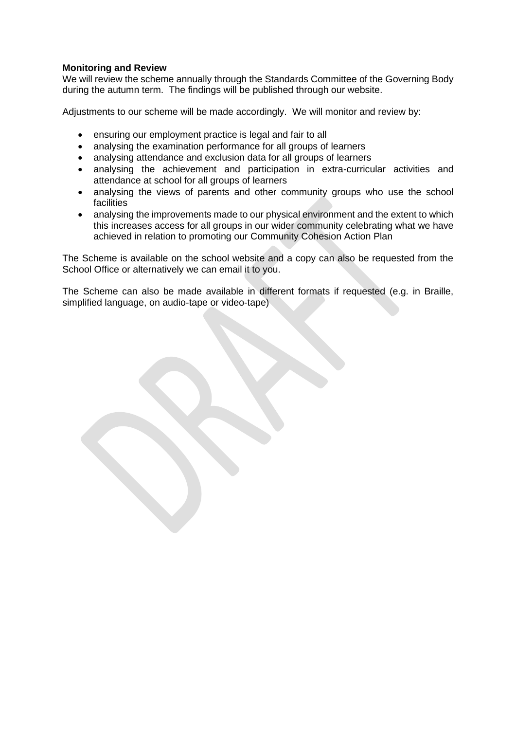**Monitoring and Review**

We will review the scheme annually through the Standards Committee of the Governing Body during the autumn term. The findings will be published through our website.

Adjustments to our scheme will be made accordingly. We will monitor and review by:

- ensuring our employment practice is legal and fair to all
- analysing the examination performance for all groups of learners
- analysing attendance and exclusion data for all groups of learners
- analysing the achievement and participation in extra-curricular activities and attendance at school for all groups of learners
- analysing the views of parents and other community groups who use the school facilities
- analysing the improvements made to our physical environment and the extent to which this increases access for all groups in our wider community celebrating what we have achieved in relation to promoting our Community Cohesion Action Plan

The Scheme is available on the school website and a copy can also be requested from the School Office or alternatively we can email it to you.

The Scheme can also be made available in different formats if requested (e.g. in Braille, simplified language, on audio-tape or video-tape)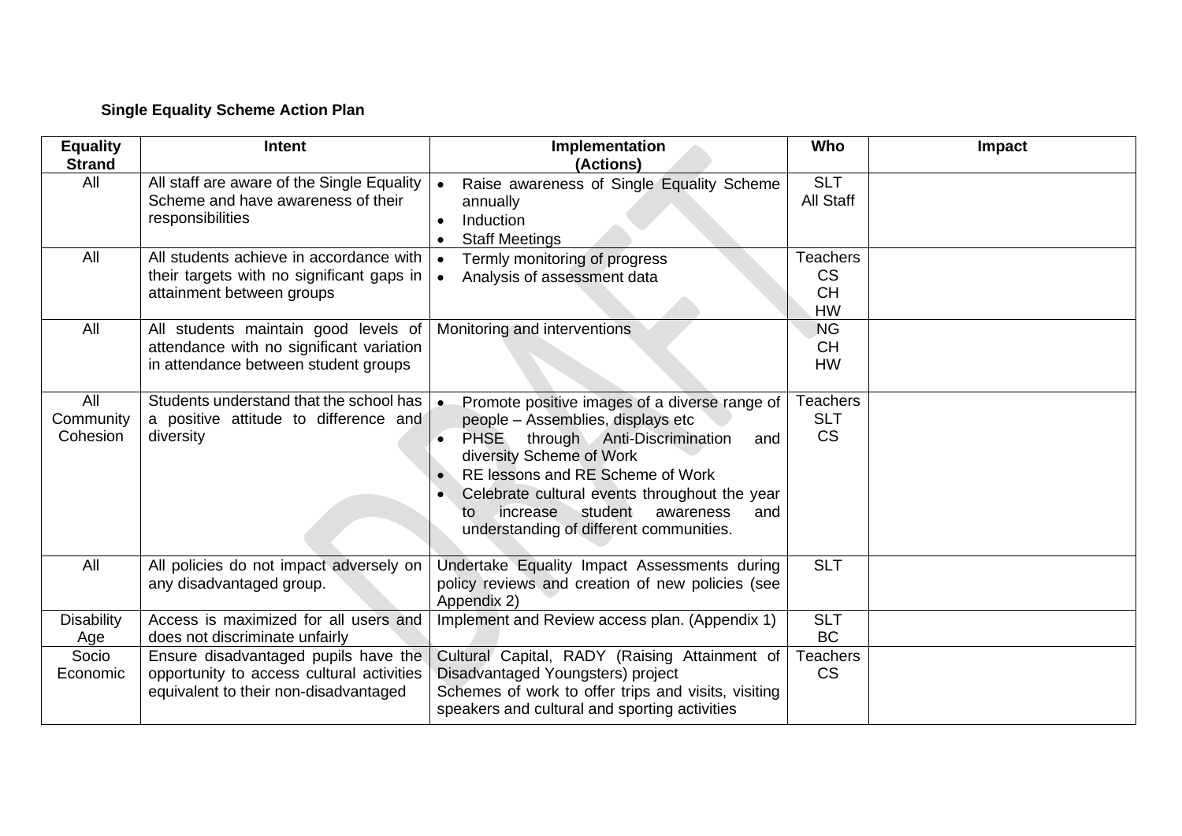**Single Equality Scheme Action Plan**

| Equality Strand | Intent | Implementation (Actions) | Who | Impact |
|---|---|---|---|---|
| All | All staff are aware of the Single Equality Scheme and have awareness of their responsibilities | • Raise awareness of Single Equality Scheme annually<br>• Induction<br>• Staff Meetings | SLT<br>All Staff | |
| All | All students achieve in accordance with their targets with no significant gaps in attainment between groups | • Termly monitoring of progress<br>• Analysis of assessment data | Teachers<br>CS<br>CH<br>HW | |
| All | All students maintain good levels of attendance with no significant variation in attendance between student groups | Monitoring and interventions | NG<br>CH<br>HW | |
| All<br>Community Cohesion | Students understand that the school has a positive attitude to difference and diversity | • Promote positive images of a diverse range of people – Assemblies, displays etc<br>• PHSE through Anti-Discrimination and diversity Scheme of Work<br>• RE lessons and RE Scheme of Work<br>• Celebrate cultural events throughout the year to increase student awareness and understanding of different communities. | Teachers<br>SLT<br>CS | |
| All | All policies do not impact adversely on any disadvantaged group. | Undertake Equality Impact Assessments during policy reviews and creation of new policies (see Appendix 2) | SLT | |
| Disability<br>Age | Access is maximized for all users and does not discriminate unfairly | Implement and Review access plan. (Appendix 1) | SLT<br>BC | |
| Socio Economic | Ensure disadvantaged pupils have the opportunity to access cultural activities equivalent to their non-disadvantaged | Cultural Capital, RADY (Raising Attainment of Disadvantaged Youngsters) project<br>Schemes of work to offer trips and visits, visiting speakers and cultural and sporting activities | Teachers<br>CS | |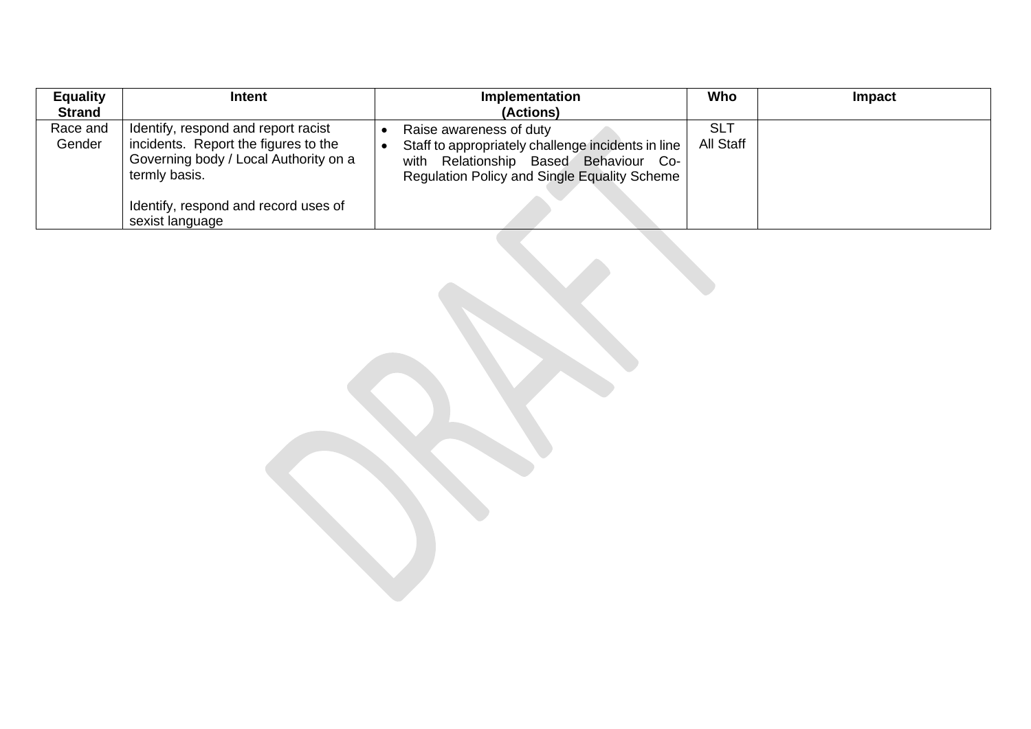| Equality Strand | Intent | Implementation (Actions) | Who | Impact |
|---|---|---|---|---|
| Race and Gender | Identify, respond and report racist incidents. Report the figures to the Governing body / Local Authority on a termly basis.<br><br>Identify, respond and record uses of sexist language | • Raise awareness of duty<br>• Staff to appropriately challenge incidents in line with Relationship Based Behaviour Co-Regulation Policy and Single Equality Scheme | SLT<br>All Staff | |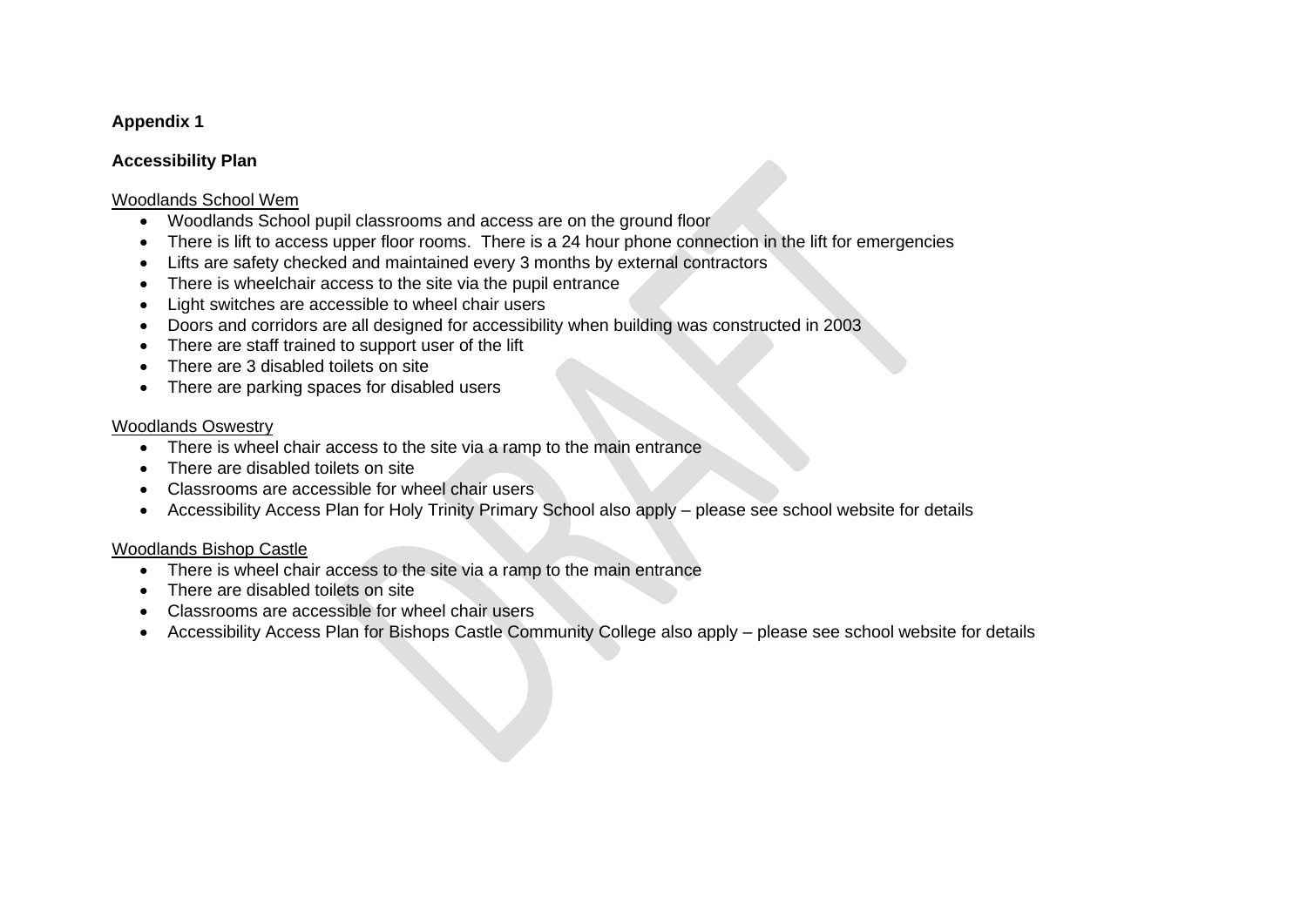**Appendix 1**

**Accessibility Plan**

Woodlands School Wem

- Woodlands School pupil classrooms and access are on the ground floor
- There is lift to access upper floor rooms. There is a 24 hour phone connection in the lift for emergencies
- Lifts are safety checked and maintained every 3 months by external contractors
- There is wheelchair access to the site via the pupil entrance
- Light switches are accessible to wheel chair users
- Doors and corridors are all designed for accessibility when building was constructed in 2003
- There are staff trained to support user of the lift
- There are 3 disabled toilets on site
- There are parking spaces for disabled users

Woodlands Oswestry

- There is wheel chair access to the site via a ramp to the main entrance
- There are disabled toilets on site
- Classrooms are accessible for wheel chair users
- Accessibility Access Plan for Holy Trinity Primary School also apply – please see school website for details

Woodlands Bishop Castle

- There is wheel chair access to the site via a ramp to the main entrance
- There are disabled toilets on site
- Classrooms are accessible for wheel chair users
- Accessibility Access Plan for Bishops Castle Community College also apply – please see school website for details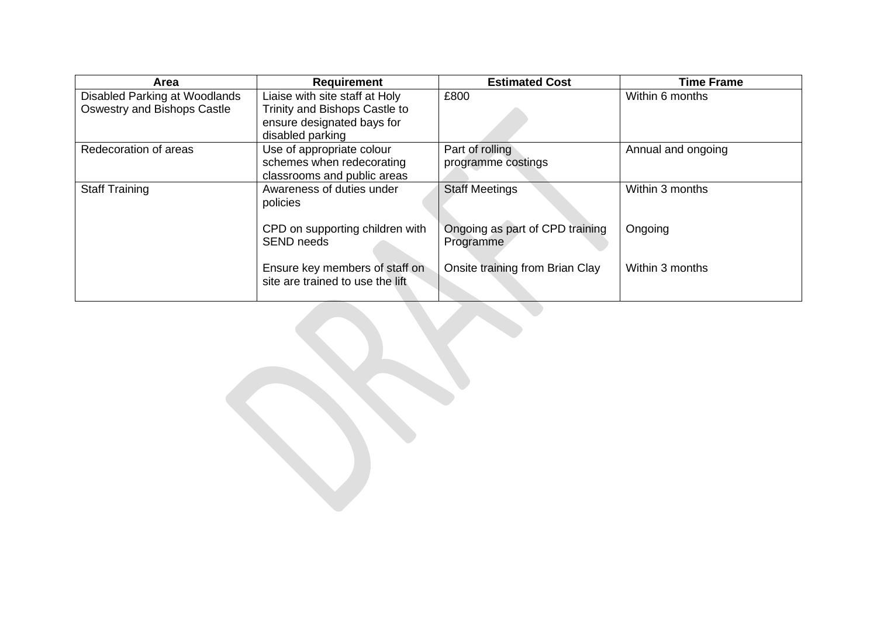| Area | Requirement | Estimated Cost | Time Frame |
|---|---|---|---|
| Disabled Parking at Woodlands Oswestry and Bishops Castle | Liaise with site staff at Holy Trinity and Bishops Castle to ensure designated bays for disabled parking | £800 | Within 6 months |
| Redecoration of areas | Use of appropriate colour schemes when redecorating classrooms and public areas | Part of rolling programme costings | Annual and ongoing |
| Staff Training | Awareness of duties under policies | Staff Meetings | Within 3 months |
| | CPD on supporting children with SEND needs | Ongoing as part of CPD training Programme | Ongoing |
| | Ensure key members of staff on site are trained to use the lift | Onsite training from Brian Clay | Within 3 months |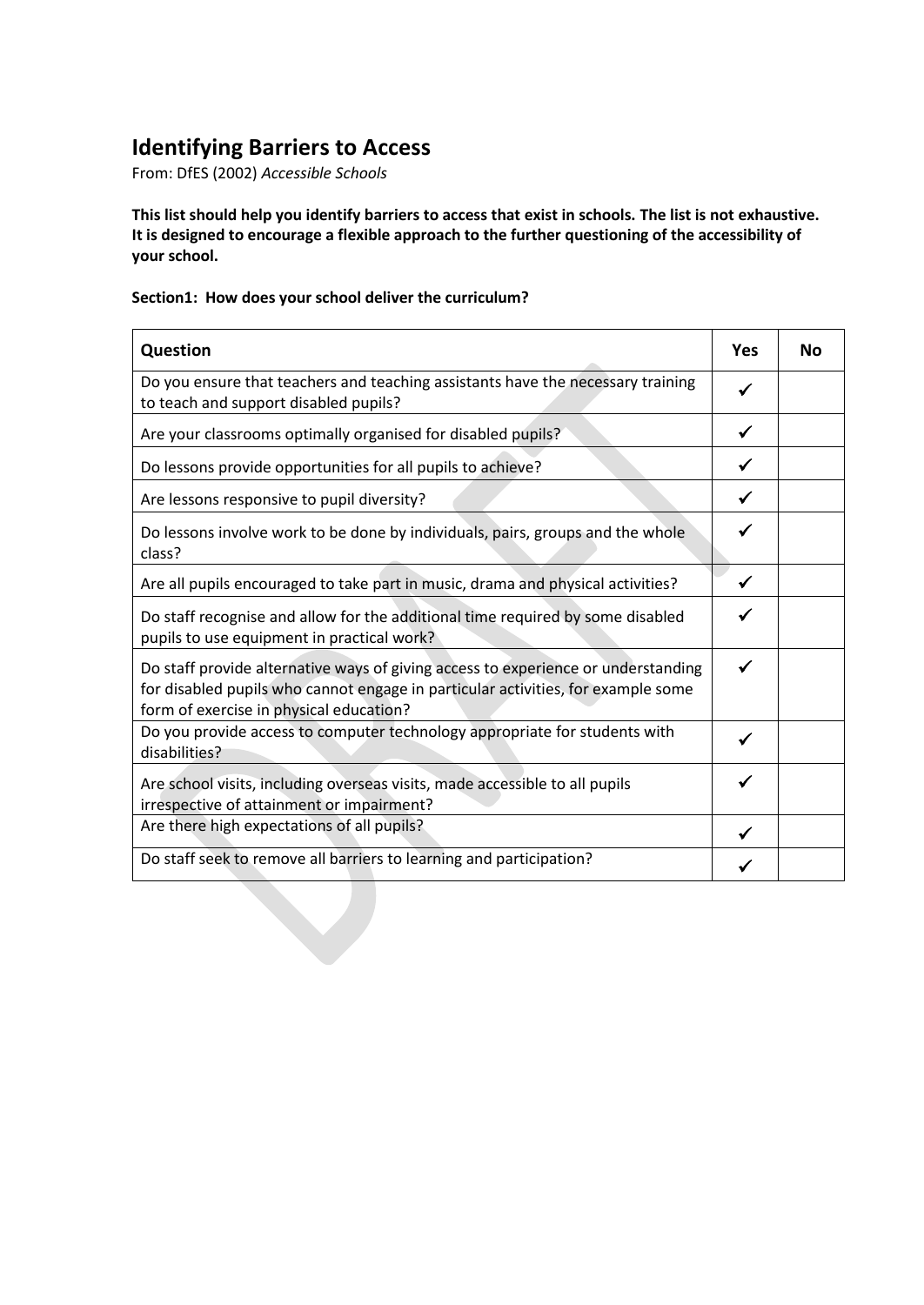## Identifying Barriers to Access

From: DfES (2002) *Accessible Schools*

**This list should help you identify barriers to access that exist in schools. The list is not exhaustive. It is designed to encourage a flexible approach to the further questioning of the accessibility of your school.**

**Section1: How does your school deliver the curriculum?**

| Question | Yes | No |
| --- | --- | --- |
| Do you ensure that teachers and teaching assistants have the necessary training to teach and support disabled pupils? | ✓ | |
| Are your classrooms optimally organised for disabled pupils? | ✓ | |
| Do lessons provide opportunities for all pupils to achieve? | ✓ | |
| Are lessons responsive to pupil diversity? | ✓ | |
| Do lessons involve work to be done by individuals, pairs, groups and the whole class? | ✓ | |
| Are all pupils encouraged to take part in music, drama and physical activities? | ✓ | |
| Do staff recognise and allow for the additional time required by some disabled pupils to use equipment in practical work? | ✓ | |
| Do staff provide alternative ways of giving access to experience or understanding for disabled pupils who cannot engage in particular activities, for example some form of exercise in physical education? | ✓ | |
| Do you provide access to computer technology appropriate for students with disabilities? | ✓ | |
| Are school visits, including overseas visits, made accessible to all pupils irrespective of attainment or impairment? | ✓ | |
| Are there high expectations of all pupils? | ✓ | |
| Do staff seek to remove all barriers to learning and participation? | ✓ | |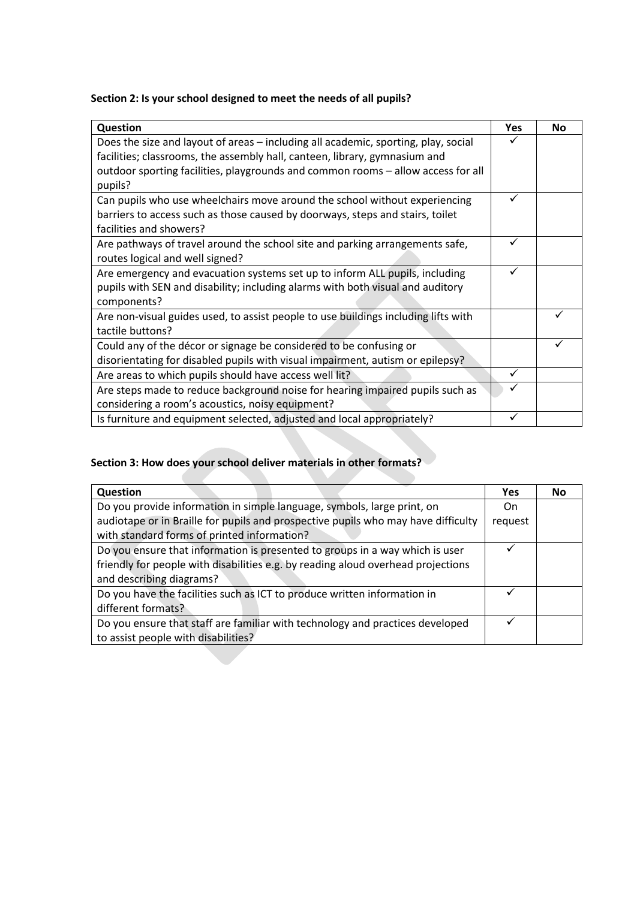**Section 2: Is your school designed to meet the needs of all pupils?**

| Question | Yes | No |
|---|---|---|
| Does the size and layout of areas – including all academic, sporting, play, social facilities; classrooms, the assembly hall, canteen, library, gymnasium and outdoor sporting facilities, playgrounds and common rooms – allow access for all pupils? | ✓ | |
| Can pupils who use wheelchairs move around the school without experiencing barriers to access such as those caused by doorways, steps and stairs, toilet facilities and showers? | ✓ | |
| Are pathways of travel around the school site and parking arrangements safe, routes logical and well signed? | ✓ | |
| Are emergency and evacuation systems set up to inform ALL pupils, including pupils with SEN and disability; including alarms with both visual and auditory components? | ✓ | |
| Are non-visual guides used, to assist people to use buildings including lifts with tactile buttons? | | ✓ |
| Could any of the décor or signage be considered to be confusing or disorientating for disabled pupils with visual impairment, autism or epilepsy? | | ✓ |
| Are areas to which pupils should have access well lit? | ✓ | |
| Are steps made to reduce background noise for hearing impaired pupils such as considering a room's acoustics, noisy equipment? | ✓ | |
| Is furniture and equipment selected, adjusted and local appropriately? | ✓ | |

**Section 3: How does your school deliver materials in other formats?**

| Question | Yes | No |
|---|---|---|
| Do you provide information in simple language, symbols, large print, on audiotape or in Braille for pupils and prospective pupils who may have difficulty with standard forms of printed information? | On request | |
| Do you ensure that information is presented to groups in a way which is user friendly for people with disabilities e.g. by reading aloud overhead projections and describing diagrams? | ✓ | |
| Do you have the facilities such as ICT to produce written information in different formats? | ✓ | |
| Do you ensure that staff are familiar with technology and practices developed to assist people with disabilities? | ✓ | |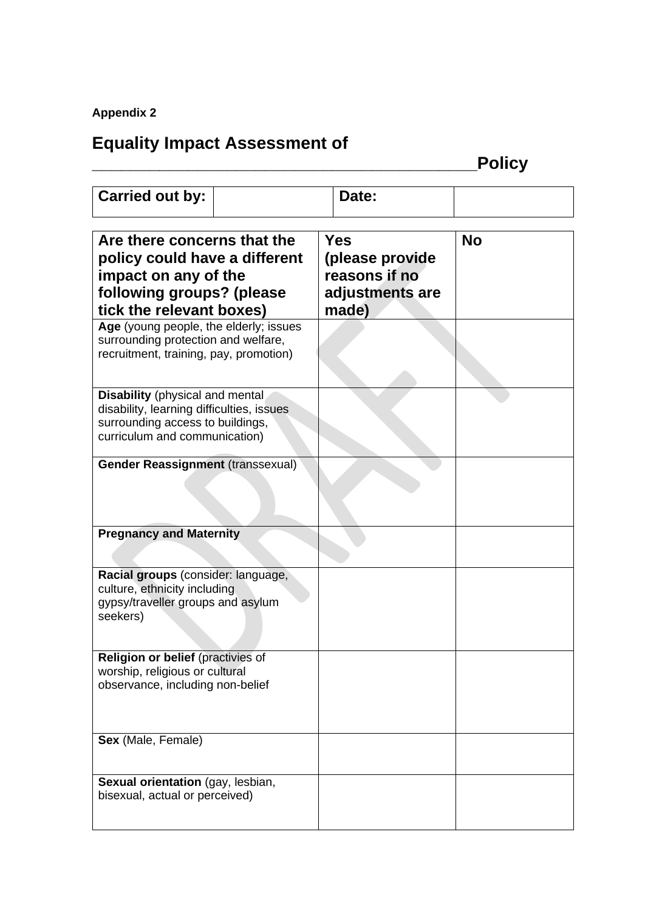**Appendix 2**

## Equality Impact Assessment of _____________________________________________Policy

| Carried out by: | | Date: | |
|---|---|---|---|

| Are there concerns that the policy could have a different impact on any of the following groups? (please tick the relevant boxes) | Yes (please provide reasons if no adjustments are made) | No |
|---|---|---|
| **Age** (young people, the elderly; issues surrounding protection and welfare, recruitment, training, pay, promotion) | | |
| **Disability** (physical and mental disability, learning difficulties, issues surrounding access to buildings, curriculum and communication) | | |
| **Gender Reassignment** (transsexual) | | |
| **Pregnancy and Maternity** | | |
| **Racial groups** (consider: language, culture, ethnicity including gypsy/traveller groups and asylum seekers) | | |
| **Religion or belief** (practivies of worship, religious or cultural observance, including non-belief | | |
| **Sex** (Male, Female) | | |
| **Sexual orientation** (gay, lesbian, bisexual, actual or perceived) | | |